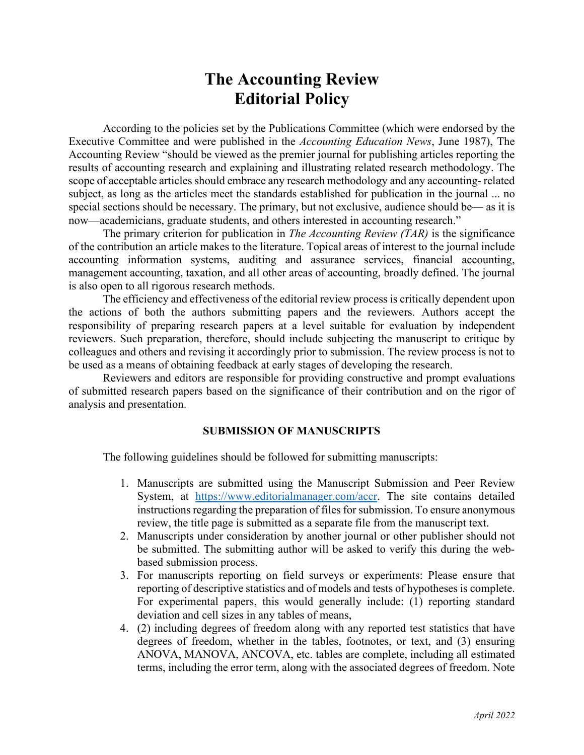# The Accounting Review
# Editorial Policy

According to the policies set by the Publications Committee (which were endorsed by the Executive Committee and were published in the *Accounting Education News*, June 1987), The Accounting Review "should be viewed as the premier journal for publishing articles reporting the results of accounting research and explaining and illustrating related research methodology. The scope of acceptable articles should embrace any research methodology and any accounting- related subject, as long as the articles meet the standards established for publication in the journal ... no special sections should be necessary. The primary, but not exclusive, audience should be— as it is now—academicians, graduate students, and others interested in accounting research."

The primary criterion for publication in *The Accounting Review (TAR)* is the significance of the contribution an article makes to the literature. Topical areas of interest to the journal include accounting information systems, auditing and assurance services, financial accounting, management accounting, taxation, and all other areas of accounting, broadly defined. The journal is also open to all rigorous research methods.

The efficiency and effectiveness of the editorial review process is critically dependent upon the actions of both the authors submitting papers and the reviewers. Authors accept the responsibility of preparing research papers at a level suitable for evaluation by independent reviewers. Such preparation, therefore, should include subjecting the manuscript to critique by colleagues and others and revising it accordingly prior to submission. The review process is not to be used as a means of obtaining feedback at early stages of developing the research.

Reviewers and editors are responsible for providing constructive and prompt evaluations of submitted research papers based on the significance of their contribution and on the rigor of analysis and presentation.

## SUBMISSION OF MANUSCRIPTS

The following guidelines should be followed for submitting manuscripts:

1. Manuscripts are submitted using the Manuscript Submission and Peer Review System, at https://www.editorialmanager.com/accr. The site contains detailed instructions regarding the preparation of files for submission. To ensure anonymous review, the title page is submitted as a separate file from the manuscript text.
2. Manuscripts under consideration by another journal or other publisher should not be submitted. The submitting author will be asked to verify this during the web-based submission process.
3. For manuscripts reporting on field surveys or experiments: Please ensure that reporting of descriptive statistics and of models and tests of hypotheses is complete. For experimental papers, this would generally include: (1) reporting standard deviation and cell sizes in any tables of means,
4. (2) including degrees of freedom along with any reported test statistics that have degrees of freedom, whether in the tables, footnotes, or text, and (3) ensuring ANOVA, MANOVA, ANCOVA, etc. tables are complete, including all estimated terms, including the error term, along with the associated degrees of freedom. Note

April 2022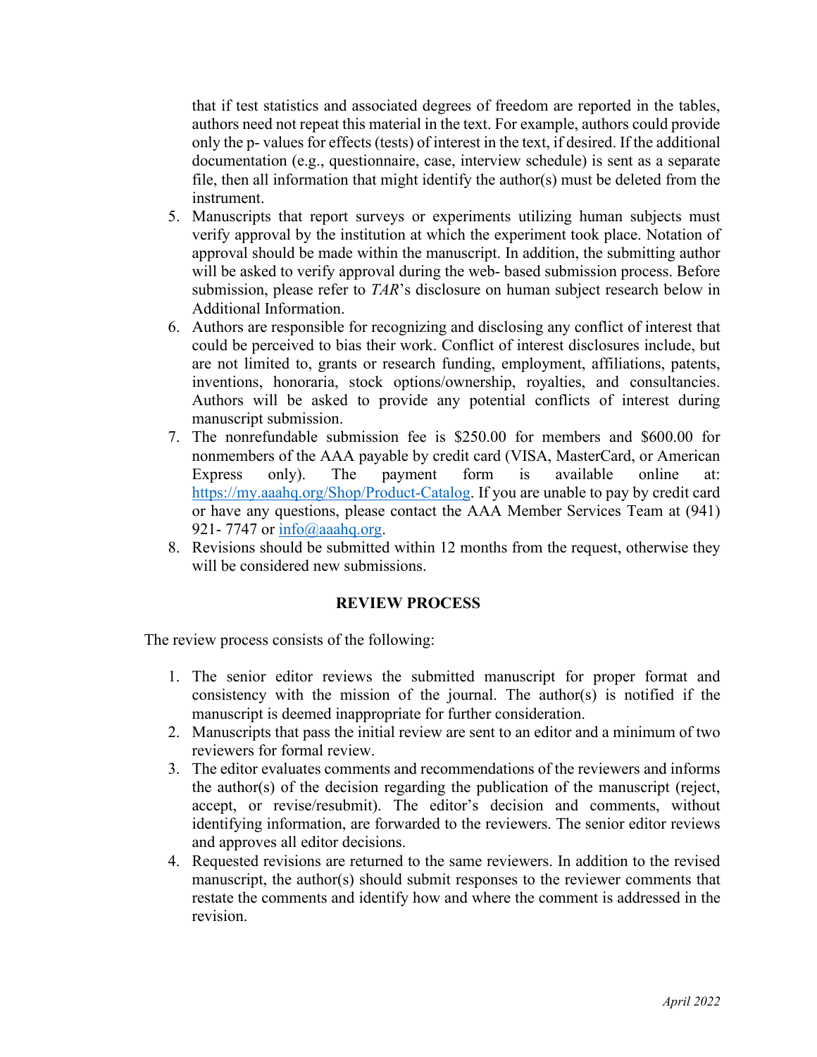that if test statistics and associated degrees of freedom are reported in the tables, authors need not repeat this material in the text. For example, authors could provide only the p- values for effects (tests) of interest in the text, if desired. If the additional documentation (e.g., questionnaire, case, interview schedule) is sent as a separate file, then all information that might identify the author(s) must be deleted from the instrument.

5. Manuscripts that report surveys or experiments utilizing human subjects must verify approval by the institution at which the experiment took place. Notation of approval should be made within the manuscript. In addition, the submitting author will be asked to verify approval during the web- based submission process. Before submission, please refer to *TAR*'s disclosure on human subject research below in Additional Information.
6. Authors are responsible for recognizing and disclosing any conflict of interest that could be perceived to bias their work. Conflict of interest disclosures include, but are not limited to, grants or research funding, employment, affiliations, patents, inventions, honoraria, stock options/ownership, royalties, and consultancies. Authors will be asked to provide any potential conflicts of interest during manuscript submission.
7. The nonrefundable submission fee is $250.00 for members and $600.00 for nonmembers of the AAA payable by credit card (VISA, MasterCard, or American Express only). The payment form is available online at: [https://my.aaahq.org/Shop/Product-Catalog](https://my.aaahq.org/Shop/Product-Catalog). If you are unable to pay by credit card or have any questions, please contact the AAA Member Services Team at (941) 921- 7747 or [info@aaahq.org](mailto:info@aaahq.org).
8. Revisions should be submitted within 12 months from the request, otherwise they will be considered new submissions.

## REVIEW PROCESS

The review process consists of the following:

1. The senior editor reviews the submitted manuscript for proper format and consistency with the mission of the journal. The author(s) is notified if the manuscript is deemed inappropriate for further consideration.
2. Manuscripts that pass the initial review are sent to an editor and a minimum of two reviewers for formal review.
3. The editor evaluates comments and recommendations of the reviewers and informs the author(s) of the decision regarding the publication of the manuscript (reject, accept, or revise/resubmit). The editor's decision and comments, without identifying information, are forwarded to the reviewers. The senior editor reviews and approves all editor decisions.
4. Requested revisions are returned to the same reviewers. In addition to the revised manuscript, the author(s) should submit responses to the reviewer comments that restate the comments and identify how and where the comment is addressed in the revision.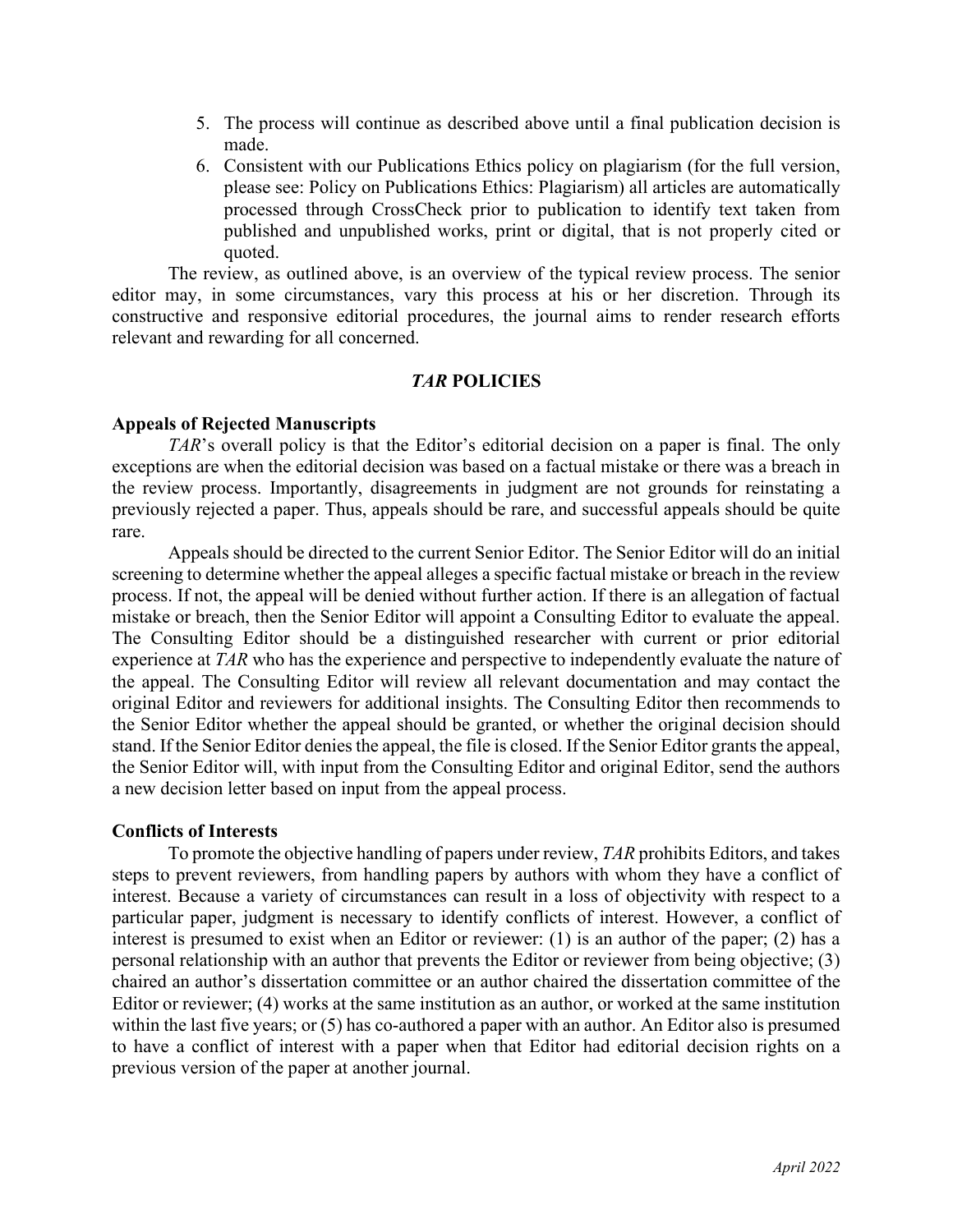5. The process will continue as described above until a final publication decision is made.
6. Consistent with our Publications Ethics policy on plagiarism (for the full version, please see: Policy on Publications Ethics: Plagiarism) all articles are automatically processed through CrossCheck prior to publication to identify text taken from published and unpublished works, print or digital, that is not properly cited or quoted.

The review, as outlined above, is an overview of the typical review process. The senior editor may, in some circumstances, vary this process at his or her discretion. Through its constructive and responsive editorial procedures, the journal aims to render research efforts relevant and rewarding for all concerned.

## *TAR* POLICIES

### Appeals of Rejected Manuscripts

*TAR*'s overall policy is that the Editor's editorial decision on a paper is final. The only exceptions are when the editorial decision was based on a factual mistake or there was a breach in the review process. Importantly, disagreements in judgment are not grounds for reinstating a previously rejected a paper. Thus, appeals should be rare, and successful appeals should be quite rare.

Appeals should be directed to the current Senior Editor. The Senior Editor will do an initial screening to determine whether the appeal alleges a specific factual mistake or breach in the review process. If not, the appeal will be denied without further action. If there is an allegation of factual mistake or breach, then the Senior Editor will appoint a Consulting Editor to evaluate the appeal. The Consulting Editor should be a distinguished researcher with current or prior editorial experience at *TAR* who has the experience and perspective to independently evaluate the nature of the appeal. The Consulting Editor will review all relevant documentation and may contact the original Editor and reviewers for additional insights. The Consulting Editor then recommends to the Senior Editor whether the appeal should be granted, or whether the original decision should stand. If the Senior Editor denies the appeal, the file is closed. If the Senior Editor grants the appeal, the Senior Editor will, with input from the Consulting Editor and original Editor, send the authors a new decision letter based on input from the appeal process.

### Conflicts of Interests

To promote the objective handling of papers under review, *TAR* prohibits Editors, and takes steps to prevent reviewers, from handling papers by authors with whom they have a conflict of interest. Because a variety of circumstances can result in a loss of objectivity with respect to a particular paper, judgment is necessary to identify conflicts of interest. However, a conflict of interest is presumed to exist when an Editor or reviewer: (1) is an author of the paper; (2) has a personal relationship with an author that prevents the Editor or reviewer from being objective; (3) chaired an author's dissertation committee or an author chaired the dissertation committee of the Editor or reviewer; (4) works at the same institution as an author, or worked at the same institution within the last five years; or (5) has co-authored a paper with an author. An Editor also is presumed to have a conflict of interest with a paper when that Editor had editorial decision rights on a previous version of the paper at another journal.

*April 2022*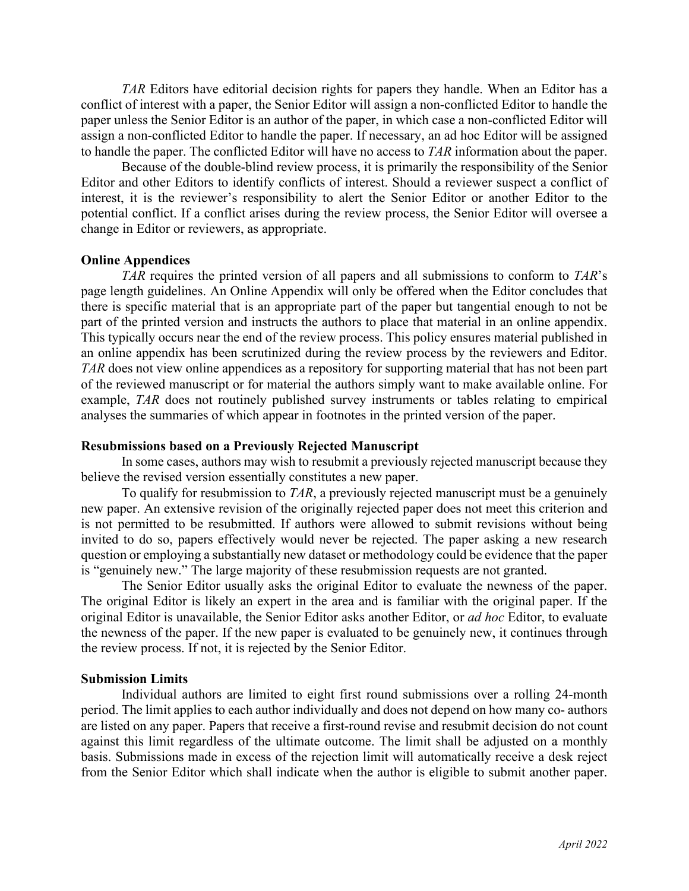*TAR* Editors have editorial decision rights for papers they handle. When an Editor has a conflict of interest with a paper, the Senior Editor will assign a non-conflicted Editor to handle the paper unless the Senior Editor is an author of the paper, in which case a non-conflicted Editor will assign a non-conflicted Editor to handle the paper. If necessary, an ad hoc Editor will be assigned to handle the paper. The conflicted Editor will have no access to *TAR* information about the paper.

Because of the double-blind review process, it is primarily the responsibility of the Senior Editor and other Editors to identify conflicts of interest. Should a reviewer suspect a conflict of interest, it is the reviewer's responsibility to alert the Senior Editor or another Editor to the potential conflict. If a conflict arises during the review process, the Senior Editor will oversee a change in Editor or reviewers, as appropriate.

**Online Appendices**

*TAR* requires the printed version of all papers and all submissions to conform to *TAR*'s page length guidelines. An Online Appendix will only be offered when the Editor concludes that there is specific material that is an appropriate part of the paper but tangential enough to not be part of the printed version and instructs the authors to place that material in an online appendix. This typically occurs near the end of the review process. This policy ensures material published in an online appendix has been scrutinized during the review process by the reviewers and Editor. *TAR* does not view online appendices as a repository for supporting material that has not been part of the reviewed manuscript or for material the authors simply want to make available online. For example, *TAR* does not routinely published survey instruments or tables relating to empirical analyses the summaries of which appear in footnotes in the printed version of the paper.

**Resubmissions based on a Previously Rejected Manuscript**

In some cases, authors may wish to resubmit a previously rejected manuscript because they believe the revised version essentially constitutes a new paper.

To qualify for resubmission to *TAR*, a previously rejected manuscript must be a genuinely new paper. An extensive revision of the originally rejected paper does not meet this criterion and is not permitted to be resubmitted. If authors were allowed to submit revisions without being invited to do so, papers effectively would never be rejected. The paper asking a new research question or employing a substantially new dataset or methodology could be evidence that the paper is "genuinely new." The large majority of these resubmission requests are not granted.

The Senior Editor usually asks the original Editor to evaluate the newness of the paper. The original Editor is likely an expert in the area and is familiar with the original paper. If the original Editor is unavailable, the Senior Editor asks another Editor, or *ad hoc* Editor, to evaluate the newness of the paper. If the new paper is evaluated to be genuinely new, it continues through the review process. If not, it is rejected by the Senior Editor.

**Submission Limits**

Individual authors are limited to eight first round submissions over a rolling 24-month period. The limit applies to each author individually and does not depend on how many co- authors are listed on any paper. Papers that receive a first-round revise and resubmit decision do not count against this limit regardless of the ultimate outcome. The limit shall be adjusted on a monthly basis. Submissions made in excess of the rejection limit will automatically receive a desk reject from the Senior Editor which shall indicate when the author is eligible to submit another paper.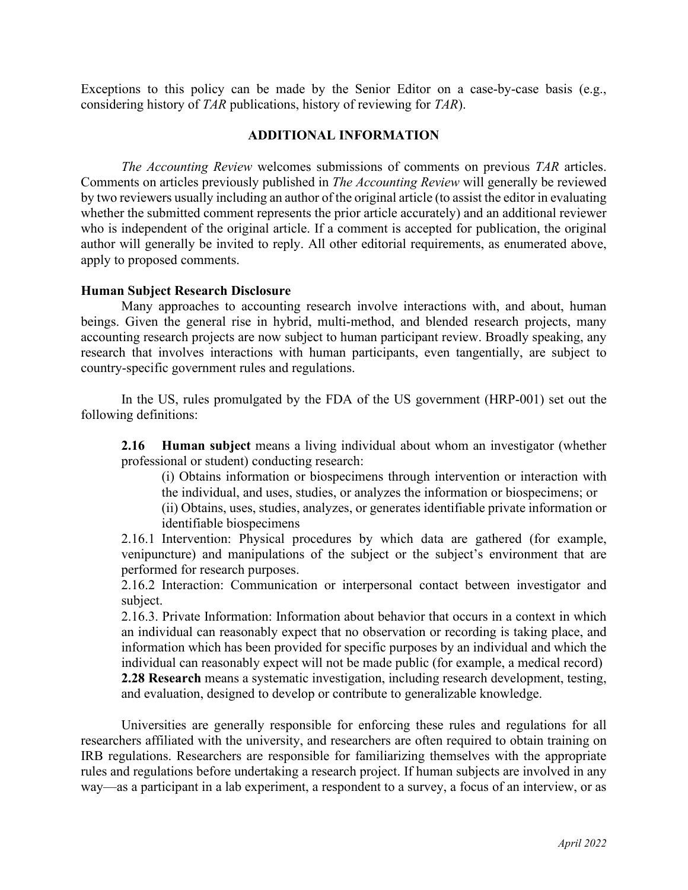Exceptions to this policy can be made by the Senior Editor on a case-by-case basis (e.g., considering history of *TAR* publications, history of reviewing for *TAR*).

## ADDITIONAL INFORMATION

*The Accounting Review* welcomes submissions of comments on previous *TAR* articles. Comments on articles previously published in *The Accounting Review* will generally be reviewed by two reviewers usually including an author of the original article (to assist the editor in evaluating whether the submitted comment represents the prior article accurately) and an additional reviewer who is independent of the original article. If a comment is accepted for publication, the original author will generally be invited to reply. All other editorial requirements, as enumerated above, apply to proposed comments.

### Human Subject Research Disclosure

Many approaches to accounting research involve interactions with, and about, human beings. Given the general rise in hybrid, multi-method, and blended research projects, many accounting research projects are now subject to human participant review. Broadly speaking, any research that involves interactions with human participants, even tangentially, are subject to country-specific government rules and regulations.

In the US, rules promulgated by the FDA of the US government (HRP-001) set out the following definitions:

> **2.16 Human subject** means a living individual about whom an investigator (whether professional or student) conducting research:
>
> (i) Obtains information or biospecimens through intervention or interaction with the individual, and uses, studies, or analyzes the information or biospecimens; or
>
> (ii) Obtains, uses, studies, analyzes, or generates identifiable private information or identifiable biospecimens
>
> 2.16.1 Intervention: Physical procedures by which data are gathered (for example, venipuncture) and manipulations of the subject or the subject's environment that are performed for research purposes.
>
> 2.16.2 Interaction: Communication or interpersonal contact between investigator and subject.
>
> 2.16.3. Private Information: Information about behavior that occurs in a context in which an individual can reasonably expect that no observation or recording is taking place, and information which has been provided for specific purposes by an individual and which the individual can reasonably expect will not be made public (for example, a medical record)
>
> **2.28 Research** means a systematic investigation, including research development, testing, and evaluation, designed to develop or contribute to generalizable knowledge.

Universities are generally responsible for enforcing these rules and regulations for all researchers affiliated with the university, and researchers are often required to obtain training on IRB regulations. Researchers are responsible for familiarizing themselves with the appropriate rules and regulations before undertaking a research project. If human subjects are involved in any way—as a participant in a lab experiment, a respondent to a survey, a focus of an interview, or as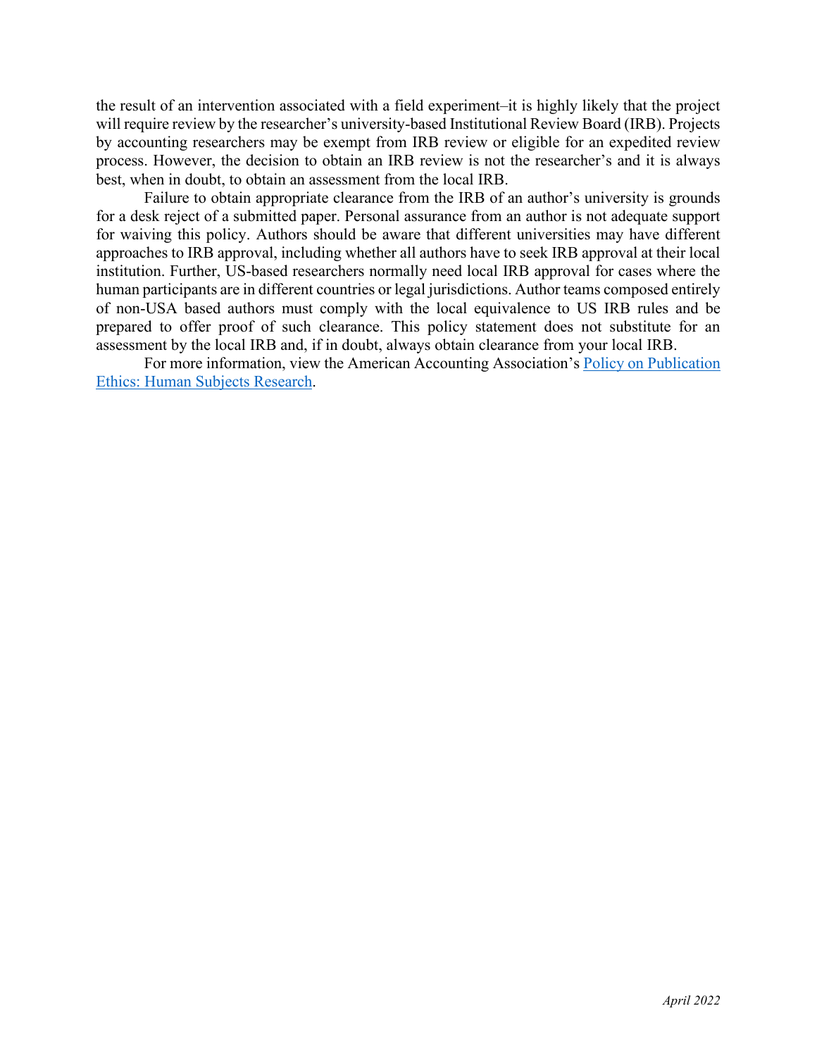the result of an intervention associated with a field experiment–it is highly likely that the project will require review by the researcher's university-based Institutional Review Board (IRB). Projects by accounting researchers may be exempt from IRB review or eligible for an expedited review process. However, the decision to obtain an IRB review is not the researcher's and it is always best, when in doubt, to obtain an assessment from the local IRB.

Failure to obtain appropriate clearance from the IRB of an author's university is grounds for a desk reject of a submitted paper. Personal assurance from an author is not adequate support for waiving this policy. Authors should be aware that different universities may have different approaches to IRB approval, including whether all authors have to seek IRB approval at their local institution. Further, US-based researchers normally need local IRB approval for cases where the human participants are in different countries or legal jurisdictions. Author teams composed entirely of non-USA based authors must comply with the local equivalence to US IRB rules and be prepared to offer proof of such clearance. This policy statement does not substitute for an assessment by the local IRB and, if in doubt, always obtain clearance from your local IRB.

For more information, view the American Accounting Association's Policy on Publication Ethics: Human Subjects Research.

*April 2022*